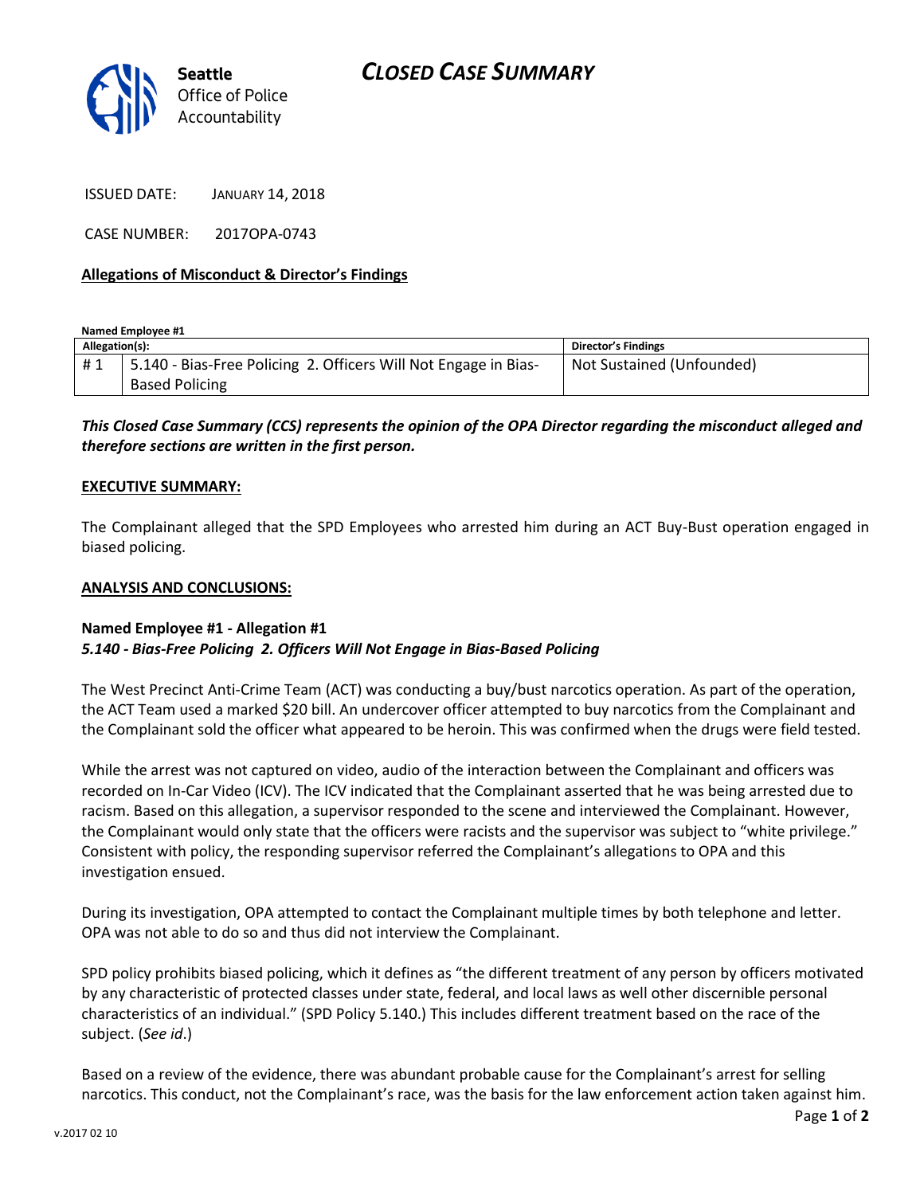Seattle
Office of Police
Accountability

# CLOSED CASE SUMMARY

ISSUED DATE: JANUARY 14, 2018

CASE NUMBER: 2017OPA-0743

**Allegations of Misconduct & Director's Findings**

**Named Employee #1**

| Allegation(s): | | Director's Findings |
|---|---|---|
| # 1 | 5.140 - Bias-Free Policing 2. Officers Will Not Engage in Bias-Based Policing | Not Sustained (Unfounded) |

***This Closed Case Summary (CCS) represents the opinion of the OPA Director regarding the misconduct alleged and therefore sections are written in the first person.***

**EXECUTIVE SUMMARY:**

The Complainant alleged that the SPD Employees who arrested him during an ACT Buy-Bust operation engaged in biased policing.

**ANALYSIS AND CONCLUSIONS:**

**Named Employee #1 - Allegation #1**
***5.140 - Bias-Free Policing 2. Officers Will Not Engage in Bias-Based Policing***

The West Precinct Anti-Crime Team (ACT) was conducting a buy/bust narcotics operation. As part of the operation, the ACT Team used a marked $20 bill. An undercover officer attempted to buy narcotics from the Complainant and the Complainant sold the officer what appeared to be heroin. This was confirmed when the drugs were field tested.

While the arrest was not captured on video, audio of the interaction between the Complainant and officers was recorded on In-Car Video (ICV). The ICV indicated that the Complainant asserted that he was being arrested due to racism. Based on this allegation, a supervisor responded to the scene and interviewed the Complainant. However, the Complainant would only state that the officers were racists and the supervisor was subject to "white privilege." Consistent with policy, the responding supervisor referred the Complainant's allegations to OPA and this investigation ensued.

During its investigation, OPA attempted to contact the Complainant multiple times by both telephone and letter. OPA was not able to do so and thus did not interview the Complainant.

SPD policy prohibits biased policing, which it defines as "the different treatment of any person by officers motivated by any characteristic of protected classes under state, federal, and local laws as well other discernible personal characteristics of an individual." (SPD Policy 5.140.) This includes different treatment based on the race of the subject. (*See id*.)

Based on a review of the evidence, there was abundant probable cause for the Complainant's arrest for selling narcotics. This conduct, not the Complainant's race, was the basis for the law enforcement action taken against him.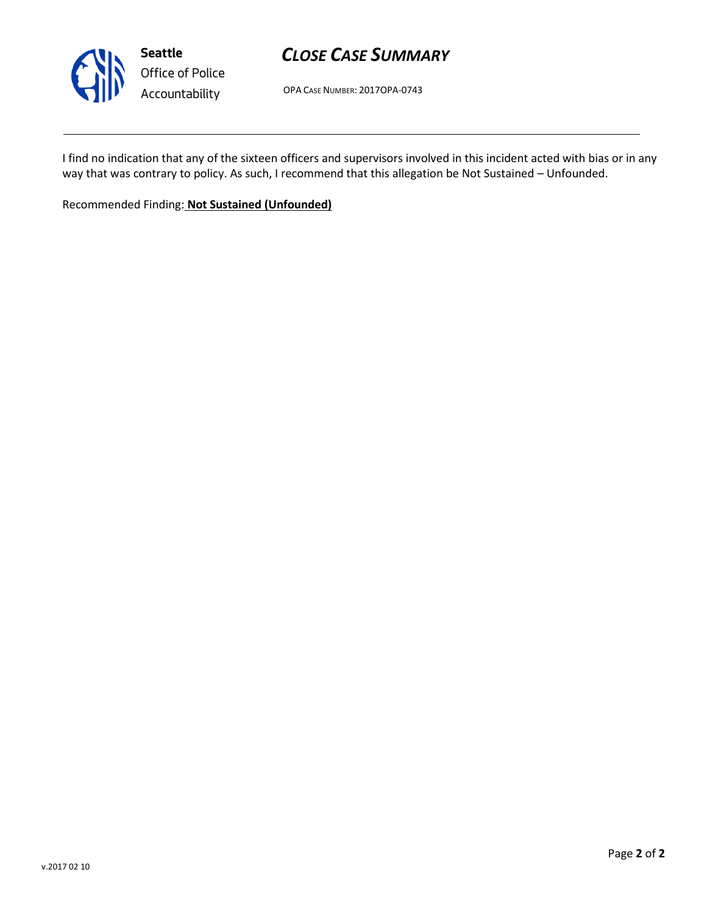I find no indication that any of the sixteen officers and supervisors involved in this incident acted with bias or in any way that was contrary to policy. As such, I recommend that this allegation be Not Sustained – Unfounded.

Recommended Finding: **Not Sustained (Unfounded)**